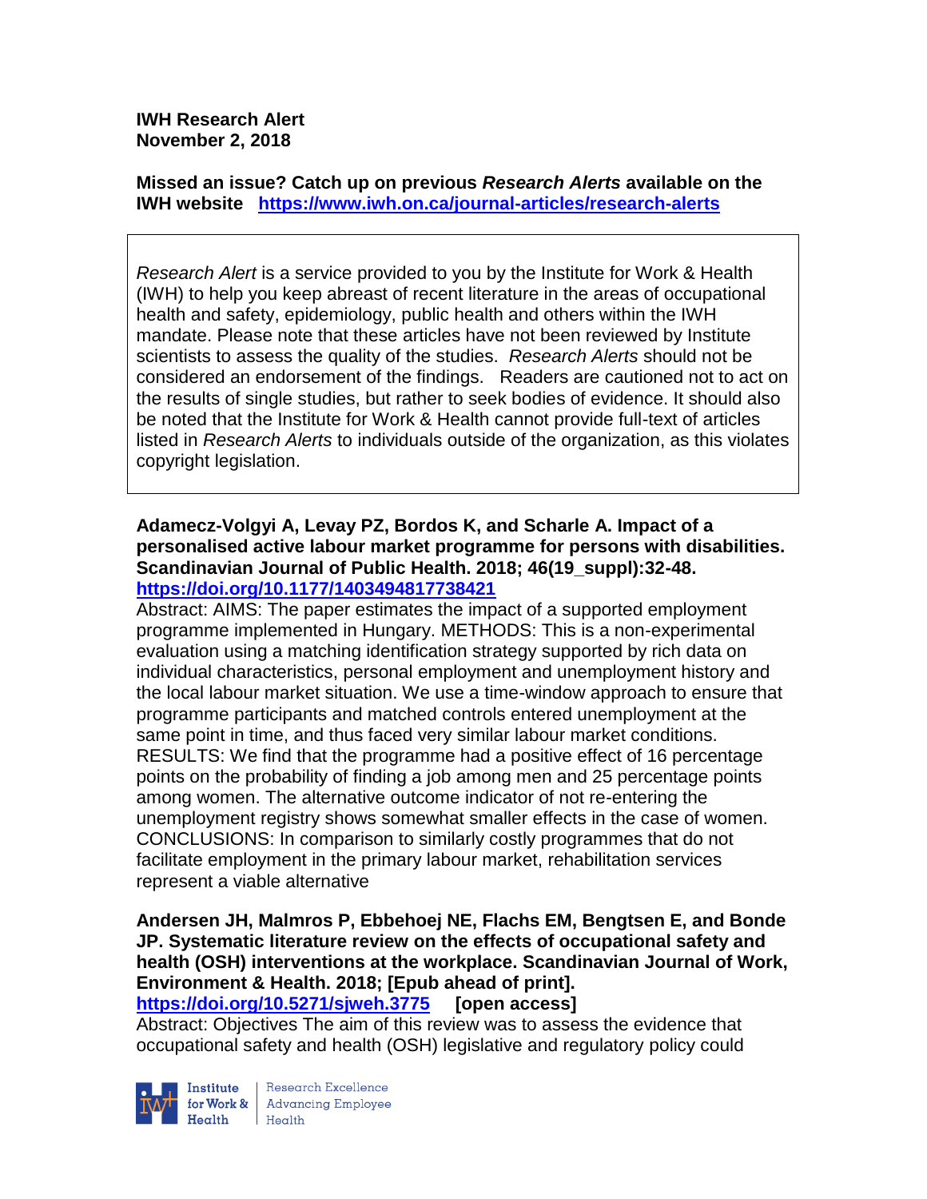**IWH Research Alert**
**November 2, 2018**

**Missed an issue? Catch up on previous *Research Alerts* available on the IWH website** https://www.iwh.on.ca/journal-articles/research-alerts

*Research Alert* is a service provided to you by the Institute for Work & Health (IWH) to help you keep abreast of recent literature in the areas of occupational health and safety, epidemiology, public health and others within the IWH mandate. Please note that these articles have not been reviewed by Institute scientists to assess the quality of the studies. *Research Alerts* should not be considered an endorsement of the findings. Readers are cautioned not to act on the results of single studies, but rather to seek bodies of evidence. It should also be noted that the Institute for Work & Health cannot provide full-text of articles listed in *Research Alerts* to individuals outside of the organization, as this violates copyright legislation.

**Adamecz-Volgyi A, Levay PZ, Bordos K, and Scharle A. Impact of a personalised active labour market programme for persons with disabilities. Scandinavian Journal of Public Health. 2018; 46(19_suppl):32-48.**
**https://doi.org/10.1177/1403494817738421**

Abstract: AIMS: The paper estimates the impact of a supported employment programme implemented in Hungary. METHODS: This is a non-experimental evaluation using a matching identification strategy supported by rich data on individual characteristics, personal employment and unemployment history and the local labour market situation. We use a time-window approach to ensure that programme participants and matched controls entered unemployment at the same point in time, and thus faced very similar labour market conditions. RESULTS: We find that the programme had a positive effect of 16 percentage points on the probability of finding a job among men and 25 percentage points among women. The alternative outcome indicator of not re-entering the unemployment registry shows somewhat smaller effects in the case of women. CONCLUSIONS: In comparison to similarly costly programmes that do not facilitate employment in the primary labour market, rehabilitation services represent a viable alternative

**Andersen JH, Malmros P, Ebbehoej NE, Flachs EM, Bengtsen E, and Bonde JP. Systematic literature review on the effects of occupational safety and health (OSH) interventions at the workplace. Scandinavian Journal of Work, Environment & Health. 2018; [Epub ahead of print].**
**https://doi.org/10.5271/sjweh.3775** **[open access]**

Abstract: Objectives The aim of this review was to assess the evidence that occupational safety and health (OSH) legislative and regulatory policy could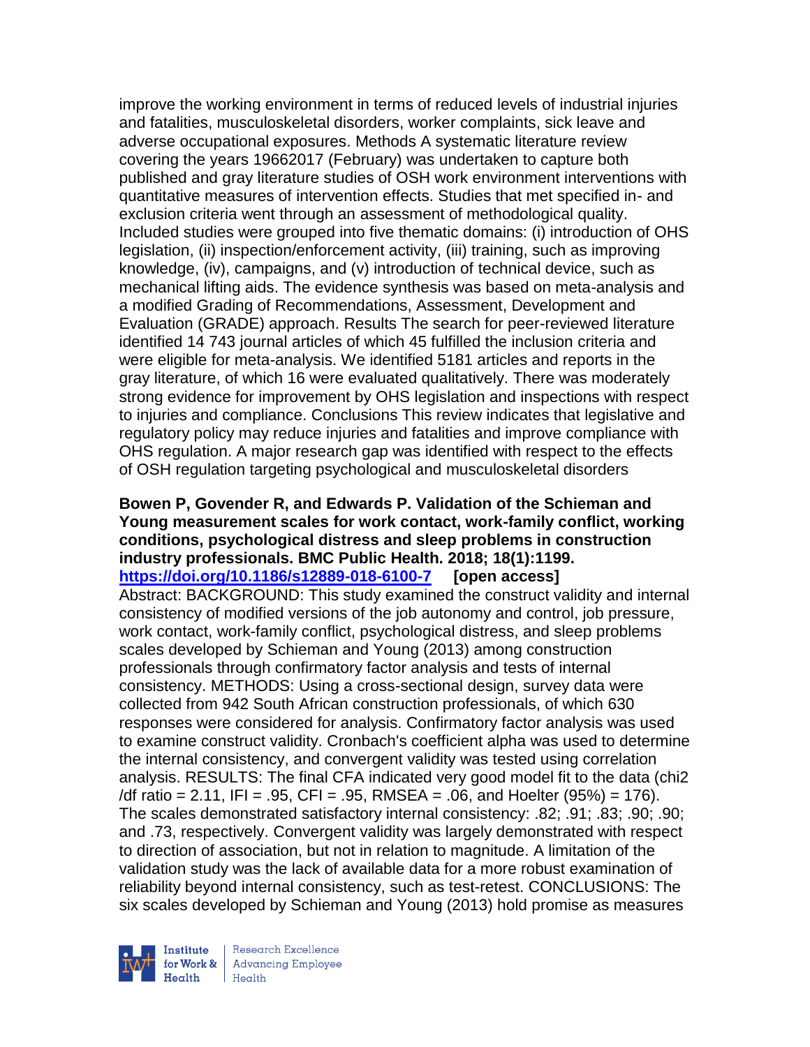improve the working environment in terms of reduced levels of industrial injuries and fatalities, musculoskeletal disorders, worker complaints, sick leave and adverse occupational exposures. Methods A systematic literature review covering the years 19662017 (February) was undertaken to capture both published and gray literature studies of OSH work environment interventions with quantitative measures of intervention effects. Studies that met specified in- and exclusion criteria went through an assessment of methodological quality. Included studies were grouped into five thematic domains: (i) introduction of OHS legislation, (ii) inspection/enforcement activity, (iii) training, such as improving knowledge, (iv), campaigns, and (v) introduction of technical device, such as mechanical lifting aids. The evidence synthesis was based on meta-analysis and a modified Grading of Recommendations, Assessment, Development and Evaluation (GRADE) approach. Results The search for peer-reviewed literature identified 14 743 journal articles of which 45 fulfilled the inclusion criteria and were eligible for meta-analysis. We identified 5181 articles and reports in the gray literature, of which 16 were evaluated qualitatively. There was moderately strong evidence for improvement by OHS legislation and inspections with respect to injuries and compliance. Conclusions This review indicates that legislative and regulatory policy may reduce injuries and fatalities and improve compliance with OHS regulation. A major research gap was identified with respect to the effects of OSH regulation targeting psychological and musculoskeletal disorders

**Bowen P, Govender R, and Edwards P. Validation of the Schieman and Young measurement scales for work contact, work-family conflict, working conditions, psychological distress and sleep problems in construction industry professionals. BMC Public Health. 2018; 18(1):1199.**
**https://doi.org/10.1186/s12889-018-6100-7 [open access]**
Abstract: BACKGROUND: This study examined the construct validity and internal consistency of modified versions of the job autonomy and control, job pressure, work contact, work-family conflict, psychological distress, and sleep problems scales developed by Schieman and Young (2013) among construction professionals through confirmatory factor analysis and tests of internal consistency. METHODS: Using a cross-sectional design, survey data were collected from 942 South African construction professionals, of which 630 responses were considered for analysis. Confirmatory factor analysis was used to examine construct validity. Cronbach's coefficient alpha was used to determine the internal consistency, and convergent validity was tested using correlation analysis. RESULTS: The final CFA indicated very good model fit to the data (chi2 /df ratio = 2.11, IFI = .95, CFI = .95, RMSEA = .06, and Hoelter (95%) = 176). The scales demonstrated satisfactory internal consistency: .82; .91; .83; .90; .90; and .73, respectively. Convergent validity was largely demonstrated with respect to direction of association, but not in relation to magnitude. A limitation of the validation study was the lack of available data for a more robust examination of reliability beyond internal consistency, such as test-retest. CONCLUSIONS: The six scales developed by Schieman and Young (2013) hold promise as measures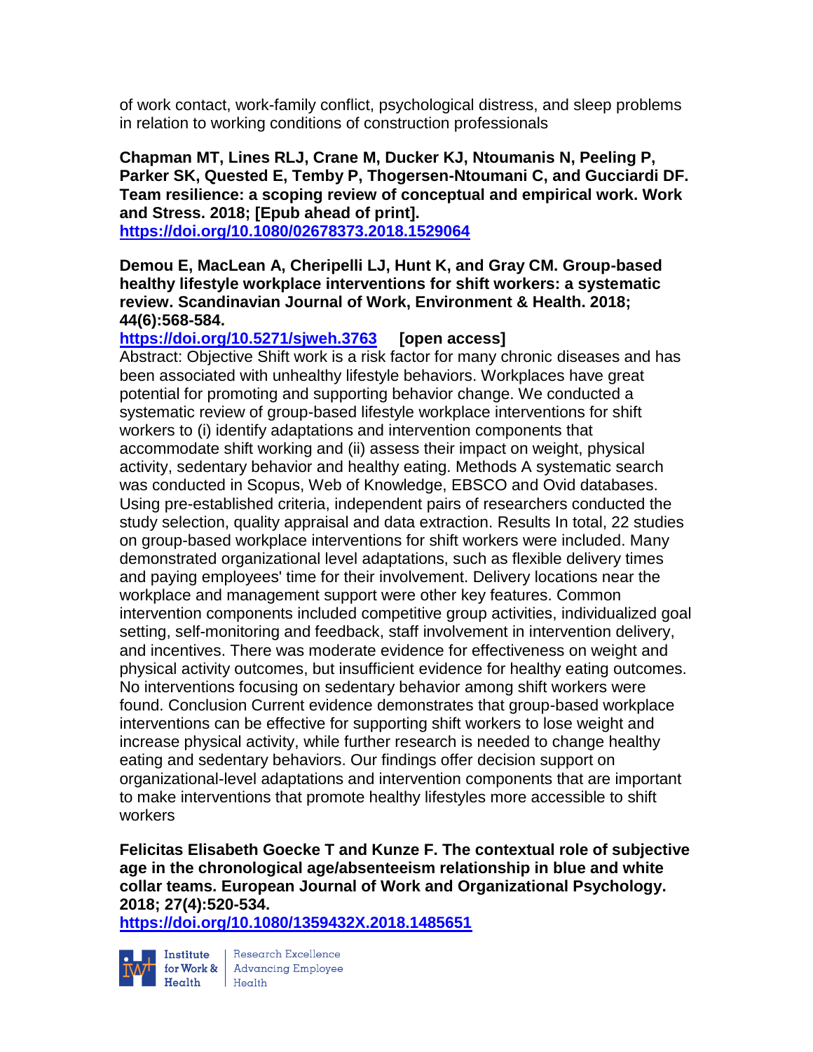of work contact, work-family conflict, psychological distress, and sleep problems in relation to working conditions of construction professionals

**Chapman MT, Lines RLJ, Crane M, Ducker KJ, Ntoumanis N, Peeling P, Parker SK, Quested E, Temby P, Thogersen-Ntoumani C, and Gucciardi DF. Team resilience: a scoping review of conceptual and empirical work. Work and Stress. 2018; [Epub ahead of print].**
**https://doi.org/10.1080/02678373.2018.1529064**

**Demou E, MacLean A, Cheripelli LJ, Hunt K, and Gray CM. Group-based healthy lifestyle workplace interventions for shift workers: a systematic review. Scandinavian Journal of Work, Environment & Health. 2018; 44(6):568-584.**
**https://doi.org/10.5271/sjweh.3763 [open access]**
Abstract: Objective Shift work is a risk factor for many chronic diseases and has been associated with unhealthy lifestyle behaviors. Workplaces have great potential for promoting and supporting behavior change. We conducted a systematic review of group-based lifestyle workplace interventions for shift workers to (i) identify adaptations and intervention components that accommodate shift working and (ii) assess their impact on weight, physical activity, sedentary behavior and healthy eating. Methods A systematic search was conducted in Scopus, Web of Knowledge, EBSCO and Ovid databases. Using pre-established criteria, independent pairs of researchers conducted the study selection, quality appraisal and data extraction. Results In total, 22 studies on group-based workplace interventions for shift workers were included. Many demonstrated organizational level adaptations, such as flexible delivery times and paying employees' time for their involvement. Delivery locations near the workplace and management support were other key features. Common intervention components included competitive group activities, individualized goal setting, self-monitoring and feedback, staff involvement in intervention delivery, and incentives. There was moderate evidence for effectiveness on weight and physical activity outcomes, but insufficient evidence for healthy eating outcomes. No interventions focusing on sedentary behavior among shift workers were found. Conclusion Current evidence demonstrates that group-based workplace interventions can be effective for supporting shift workers to lose weight and increase physical activity, while further research is needed to change healthy eating and sedentary behaviors. Our findings offer decision support on organizational-level adaptations and intervention components that are important to make interventions that promote healthy lifestyles more accessible to shift workers

**Felicitas Elisabeth Goecke T and Kunze F. The contextual role of subjective age in the chronological age/absenteeism relationship in blue and white collar teams. European Journal of Work and Organizational Psychology. 2018; 27(4):520-534.**
**https://doi.org/10.1080/1359432X.2018.1485651**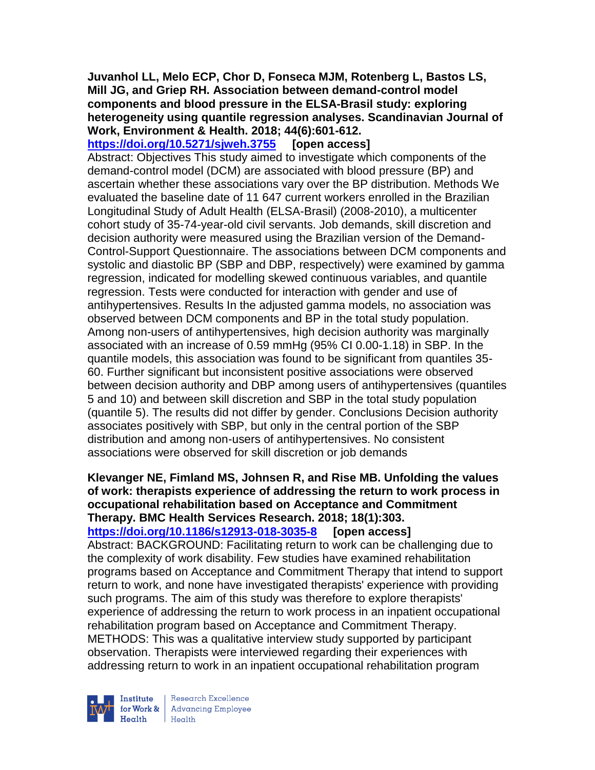**Juvanhol LL, Melo ECP, Chor D, Fonseca MJM, Rotenberg L, Bastos LS, Mill JG, and Griep RH. Association between demand-control model components and blood pressure in the ELSA-Brasil study: exploring heterogeneity using quantile regression analyses. Scandinavian Journal of Work, Environment & Health. 2018; 44(6):601-612.**
**https://doi.org/10.5271/sjweh.3755 [open access]**
Abstract: Objectives This study aimed to investigate which components of the demand-control model (DCM) are associated with blood pressure (BP) and ascertain whether these associations vary over the BP distribution. Methods We evaluated the baseline date of 11 647 current workers enrolled in the Brazilian Longitudinal Study of Adult Health (ELSA-Brasil) (2008-2010), a multicenter cohort study of 35-74-year-old civil servants. Job demands, skill discretion and decision authority were measured using the Brazilian version of the Demand-Control-Support Questionnaire. The associations between DCM components and systolic and diastolic BP (SBP and DBP, respectively) were examined by gamma regression, indicated for modelling skewed continuous variables, and quantile regression. Tests were conducted for interaction with gender and use of antihypertensives. Results In the adjusted gamma models, no association was observed between DCM components and BP in the total study population. Among non-users of antihypertensives, high decision authority was marginally associated with an increase of 0.59 mmHg (95% CI 0.00-1.18) in SBP. In the quantile models, this association was found to be significant from quantiles 35-60. Further significant but inconsistent positive associations were observed between decision authority and DBP among users of antihypertensives (quantiles 5 and 10) and between skill discretion and SBP in the total study population (quantile 5). The results did not differ by gender. Conclusions Decision authority associates positively with SBP, but only in the central portion of the SBP distribution and among non-users of antihypertensives. No consistent associations were observed for skill discretion or job demands

**Klevanger NE, Fimland MS, Johnsen R, and Rise MB. Unfolding the values of work: therapists experience of addressing the return to work process in occupational rehabilitation based on Acceptance and Commitment Therapy. BMC Health Services Research. 2018; 18(1):303.**
**https://doi.org/10.1186/s12913-018-3035-8 [open access]**
Abstract: BACKGROUND: Facilitating return to work can be challenging due to the complexity of work disability. Few studies have examined rehabilitation programs based on Acceptance and Commitment Therapy that intend to support return to work, and none have investigated therapists' experience with providing such programs. The aim of this study was therefore to explore therapists' experience of addressing the return to work process in an inpatient occupational rehabilitation program based on Acceptance and Commitment Therapy. METHODS: This was a qualitative interview study supported by participant observation. Therapists were interviewed regarding their experiences with addressing return to work in an inpatient occupational rehabilitation program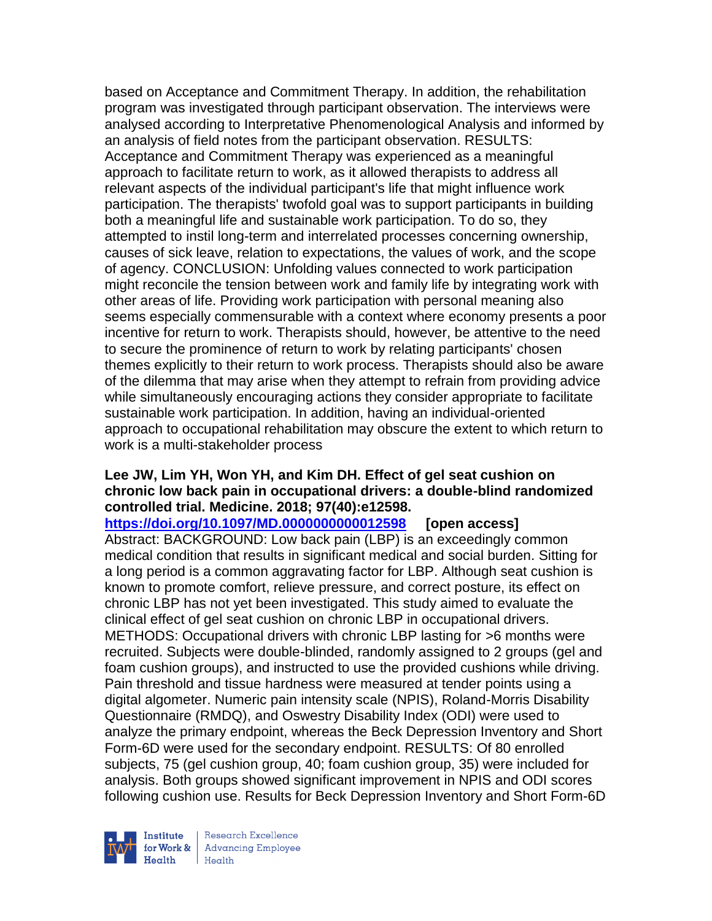based on Acceptance and Commitment Therapy. In addition, the rehabilitation program was investigated through participant observation. The interviews were analysed according to Interpretative Phenomenological Analysis and informed by an analysis of field notes from the participant observation. RESULTS: Acceptance and Commitment Therapy was experienced as a meaningful approach to facilitate return to work, as it allowed therapists to address all relevant aspects of the individual participant's life that might influence work participation. The therapists' twofold goal was to support participants in building both a meaningful life and sustainable work participation. To do so, they attempted to instil long-term and interrelated processes concerning ownership, causes of sick leave, relation to expectations, the values of work, and the scope of agency. CONCLUSION: Unfolding values connected to work participation might reconcile the tension between work and family life by integrating work with other areas of life. Providing work participation with personal meaning also seems especially commensurable with a context where economy presents a poor incentive for return to work. Therapists should, however, be attentive to the need to secure the prominence of return to work by relating participants' chosen themes explicitly to their return to work process. Therapists should also be aware of the dilemma that may arise when they attempt to refrain from providing advice while simultaneously encouraging actions they consider appropriate to facilitate sustainable work participation. In addition, having an individual-oriented approach to occupational rehabilitation may obscure the extent to which return to work is a multi-stakeholder process

**Lee JW, Lim YH, Won YH, and Kim DH. Effect of gel seat cushion on chronic low back pain in occupational drivers: a double-blind randomized controlled trial. Medicine. 2018; 97(40):e12598.**

**https://doi.org/10.1097/MD.0000000000012598 [open access]**

Abstract: BACKGROUND: Low back pain (LBP) is an exceedingly common medical condition that results in significant medical and social burden. Sitting for a long period is a common aggravating factor for LBP. Although seat cushion is known to promote comfort, relieve pressure, and correct posture, its effect on chronic LBP has not yet been investigated. This study aimed to evaluate the clinical effect of gel seat cushion on chronic LBP in occupational drivers. METHODS: Occupational drivers with chronic LBP lasting for >6 months were recruited. Subjects were double-blinded, randomly assigned to 2 groups (gel and foam cushion groups), and instructed to use the provided cushions while driving. Pain threshold and tissue hardness were measured at tender points using a digital algometer. Numeric pain intensity scale (NPIS), Roland-Morris Disability Questionnaire (RMDQ), and Oswestry Disability Index (ODI) were used to analyze the primary endpoint, whereas the Beck Depression Inventory and Short Form-6D were used for the secondary endpoint. RESULTS: Of 80 enrolled subjects, 75 (gel cushion group, 40; foam cushion group, 35) were included for analysis. Both groups showed significant improvement in NPIS and ODI scores following cushion use. Results for Beck Depression Inventory and Short Form-6D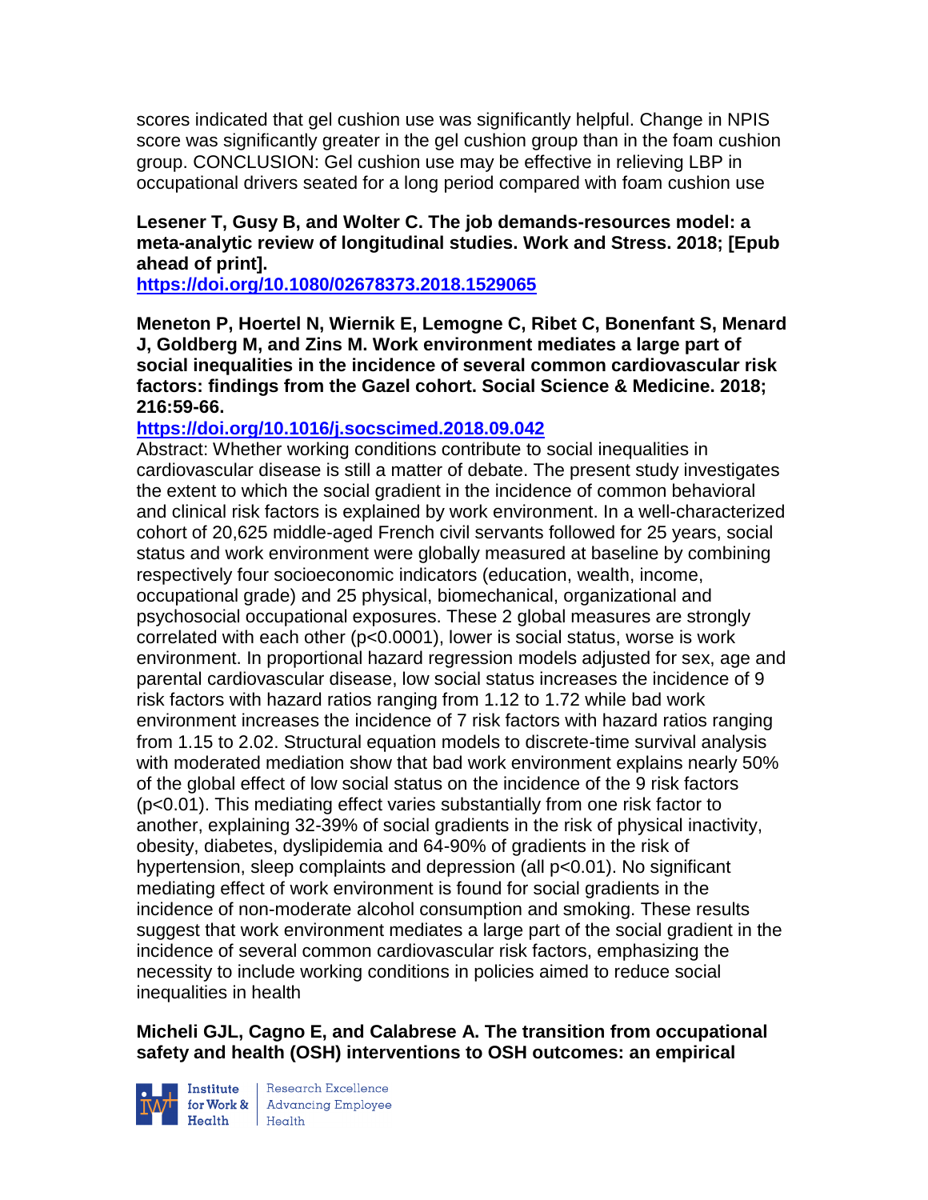scores indicated that gel cushion use was significantly helpful. Change in NPIS score was significantly greater in the gel cushion group than in the foam cushion group. CONCLUSION: Gel cushion use may be effective in relieving LBP in occupational drivers seated for a long period compared with foam cushion use

**Lesener T, Gusy B, and Wolter C. The job demands-resources model: a meta-analytic review of longitudinal studies. Work and Stress. 2018; [Epub ahead of print].**

**https://doi.org/10.1080/02678373.2018.1529065**

**Meneton P, Hoertel N, Wiernik E, Lemogne C, Ribet C, Bonenfant S, Menard J, Goldberg M, and Zins M. Work environment mediates a large part of social inequalities in the incidence of several common cardiovascular risk factors: findings from the Gazel cohort. Social Science & Medicine. 2018; 216:59-66.**

**https://doi.org/10.1016/j.socscimed.2018.09.042**

Abstract: Whether working conditions contribute to social inequalities in cardiovascular disease is still a matter of debate. The present study investigates the extent to which the social gradient in the incidence of common behavioral and clinical risk factors is explained by work environment. In a well-characterized cohort of 20,625 middle-aged French civil servants followed for 25 years, social status and work environment were globally measured at baseline by combining respectively four socioeconomic indicators (education, wealth, income, occupational grade) and 25 physical, biomechanical, organizational and psychosocial occupational exposures. These 2 global measures are strongly correlated with each other ($p<0.0001$), lower is social status, worse is work environment. In proportional hazard regression models adjusted for sex, age and parental cardiovascular disease, low social status increases the incidence of 9 risk factors with hazard ratios ranging from 1.12 to 1.72 while bad work environment increases the incidence of 7 risk factors with hazard ratios ranging from 1.15 to 2.02. Structural equation models to discrete-time survival analysis with moderated mediation show that bad work environment explains nearly 50% of the global effect of low social status on the incidence of the 9 risk factors ($p<0.01$). This mediating effect varies substantially from one risk factor to another, explaining 32-39% of social gradients in the risk of physical inactivity, obesity, diabetes, dyslipidemia and 64-90% of gradients in the risk of hypertension, sleep complaints and depression (all $p<0.01$). No significant mediating effect of work environment is found for social gradients in the incidence of non-moderate alcohol consumption and smoking. These results suggest that work environment mediates a large part of the social gradient in the incidence of several common cardiovascular risk factors, emphasizing the necessity to include working conditions in policies aimed to reduce social inequalities in health

**Micheli GJL, Cagno E, and Calabrese A. The transition from occupational safety and health (OSH) interventions to OSH outcomes: an empirical**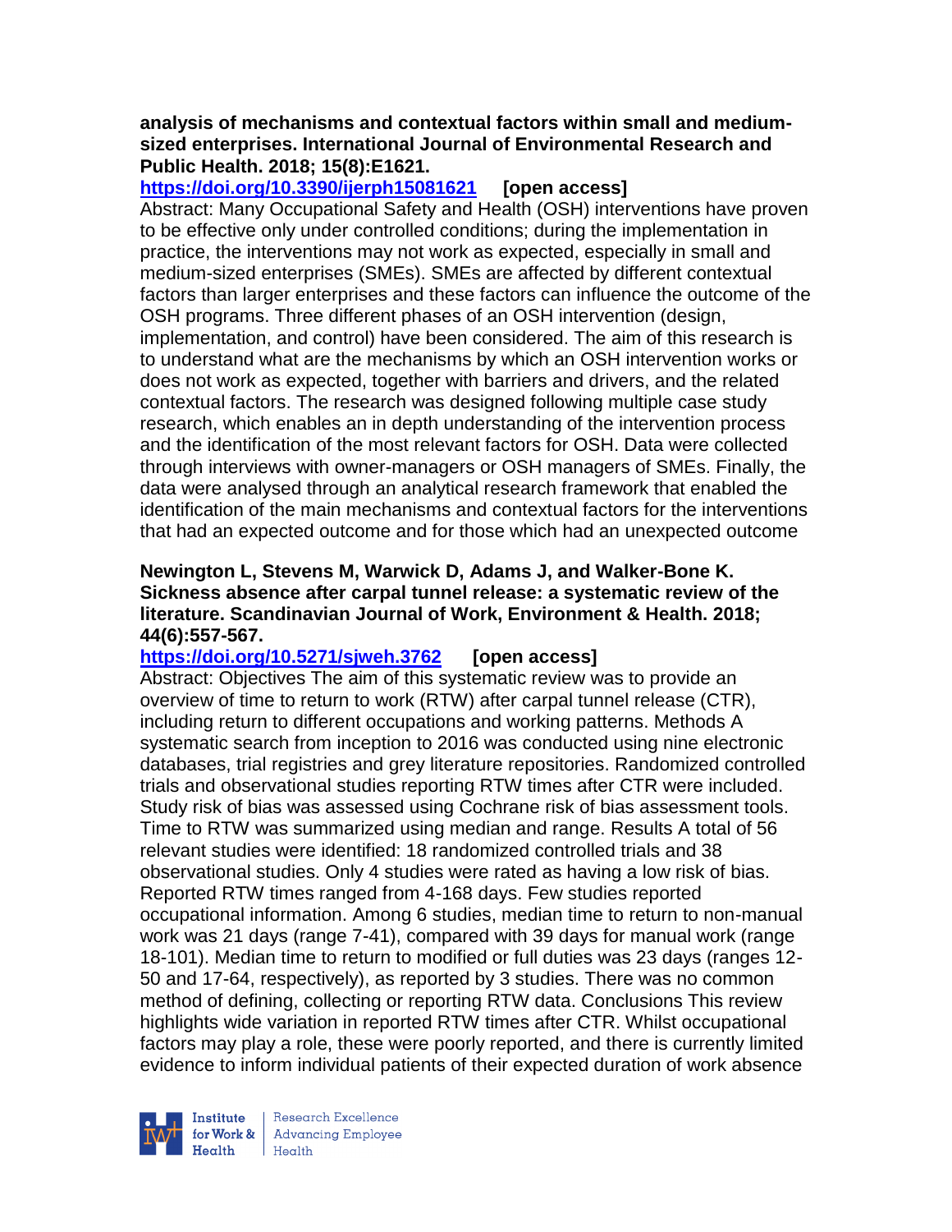**analysis of mechanisms and contextual factors within small and medium-sized enterprises. International Journal of Environmental Research and Public Health. 2018; 15(8):E1621.**

**https://doi.org/10.3390/ijerph15081621** **[open access]**

Abstract: Many Occupational Safety and Health (OSH) interventions have proven to be effective only under controlled conditions; during the implementation in practice, the interventions may not work as expected, especially in small and medium-sized enterprises (SMEs). SMEs are affected by different contextual factors than larger enterprises and these factors can influence the outcome of the OSH programs. Three different phases of an OSH intervention (design, implementation, and control) have been considered. The aim of this research is to understand what are the mechanisms by which an OSH intervention works or does not work as expected, together with barriers and drivers, and the related contextual factors. The research was designed following multiple case study research, which enables an in depth understanding of the intervention process and the identification of the most relevant factors for OSH. Data were collected through interviews with owner-managers or OSH managers of SMEs. Finally, the data were analysed through an analytical research framework that enabled the identification of the main mechanisms and contextual factors for the interventions that had an expected outcome and for those which had an unexpected outcome

**Newington L, Stevens M, Warwick D, Adams J, and Walker-Bone K. Sickness absence after carpal tunnel release: a systematic review of the literature. Scandinavian Journal of Work, Environment & Health. 2018; 44(6):557-567.**

**https://doi.org/10.5271/sjweh.3762** **[open access]**

Abstract: Objectives The aim of this systematic review was to provide an overview of time to return to work (RTW) after carpal tunnel release (CTR), including return to different occupations and working patterns. Methods A systematic search from inception to 2016 was conducted using nine electronic databases, trial registries and grey literature repositories. Randomized controlled trials and observational studies reporting RTW times after CTR were included. Study risk of bias was assessed using Cochrane risk of bias assessment tools. Time to RTW was summarized using median and range. Results A total of 56 relevant studies were identified: 18 randomized controlled trials and 38 observational studies. Only 4 studies were rated as having a low risk of bias. Reported RTW times ranged from 4-168 days. Few studies reported occupational information. Among 6 studies, median time to return to non-manual work was 21 days (range 7-41), compared with 39 days for manual work (range 18-101). Median time to return to modified or full duties was 23 days (ranges 12-50 and 17-64, respectively), as reported by 3 studies. There was no common method of defining, collecting or reporting RTW data. Conclusions This review highlights wide variation in reported RTW times after CTR. Whilst occupational factors may play a role, these were poorly reported, and there is currently limited evidence to inform individual patients of their expected duration of work absence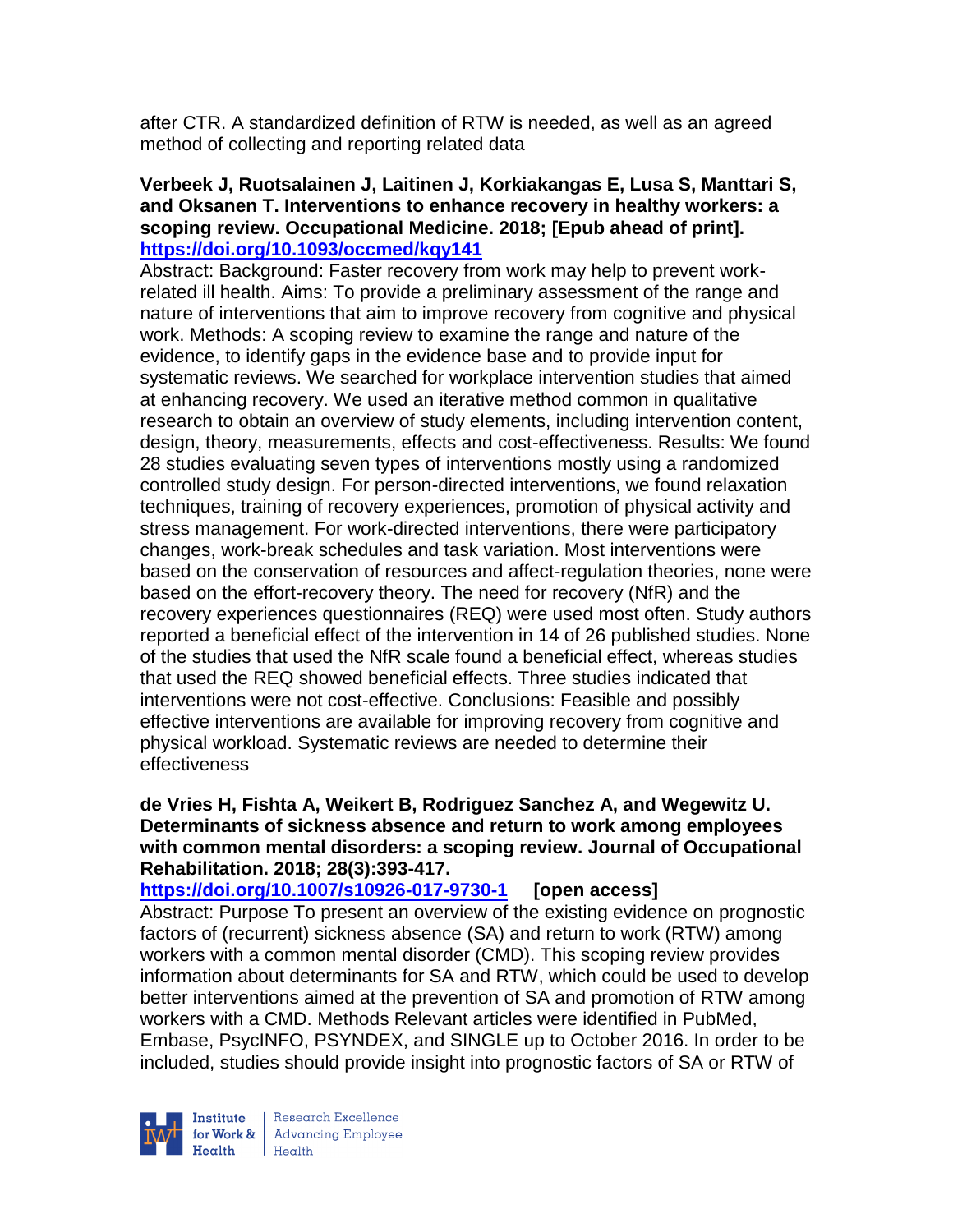after CTR. A standardized definition of RTW is needed, as well as an agreed method of collecting and reporting related data

**Verbeek J, Ruotsalainen J, Laitinen J, Korkiakangas E, Lusa S, Manttari S, and Oksanen T. Interventions to enhance recovery in healthy workers: a scoping review. Occupational Medicine. 2018; [Epub ahead of print].**
**https://doi.org/10.1093/occmed/kqy141**

Abstract: Background: Faster recovery from work may help to prevent work-related ill health. Aims: To provide a preliminary assessment of the range and nature of interventions that aim to improve recovery from cognitive and physical work. Methods: A scoping review to examine the range and nature of the evidence, to identify gaps in the evidence base and to provide input for systematic reviews. We searched for workplace intervention studies that aimed at enhancing recovery. We used an iterative method common in qualitative research to obtain an overview of study elements, including intervention content, design, theory, measurements, effects and cost-effectiveness. Results: We found 28 studies evaluating seven types of interventions mostly using a randomized controlled study design. For person-directed interventions, we found relaxation techniques, training of recovery experiences, promotion of physical activity and stress management. For work-directed interventions, there were participatory changes, work-break schedules and task variation. Most interventions were based on the conservation of resources and affect-regulation theories, none were based on the effort-recovery theory. The need for recovery (NfR) and the recovery experiences questionnaires (REQ) were used most often. Study authors reported a beneficial effect of the intervention in 14 of 26 published studies. None of the studies that used the NfR scale found a beneficial effect, whereas studies that used the REQ showed beneficial effects. Three studies indicated that interventions were not cost-effective. Conclusions: Feasible and possibly effective interventions are available for improving recovery from cognitive and physical workload. Systematic reviews are needed to determine their effectiveness

**de Vries H, Fishta A, Weikert B, Rodriguez Sanchez A, and Wegewitz U. Determinants of sickness absence and return to work among employees with common mental disorders: a scoping review. Journal of Occupational Rehabilitation. 2018; 28(3):393-417.**
**https://doi.org/10.1007/s10926-017-9730-1** **[open access]**

Abstract: Purpose To present an overview of the existing evidence on prognostic factors of (recurrent) sickness absence (SA) and return to work (RTW) among workers with a common mental disorder (CMD). This scoping review provides information about determinants for SA and RTW, which could be used to develop better interventions aimed at the prevention of SA and promotion of RTW among workers with a CMD. Methods Relevant articles were identified in PubMed, Embase, PsycINFO, PSYNDEX, and SINGLE up to October 2016. In order to be included, studies should provide insight into prognostic factors of SA or RTW of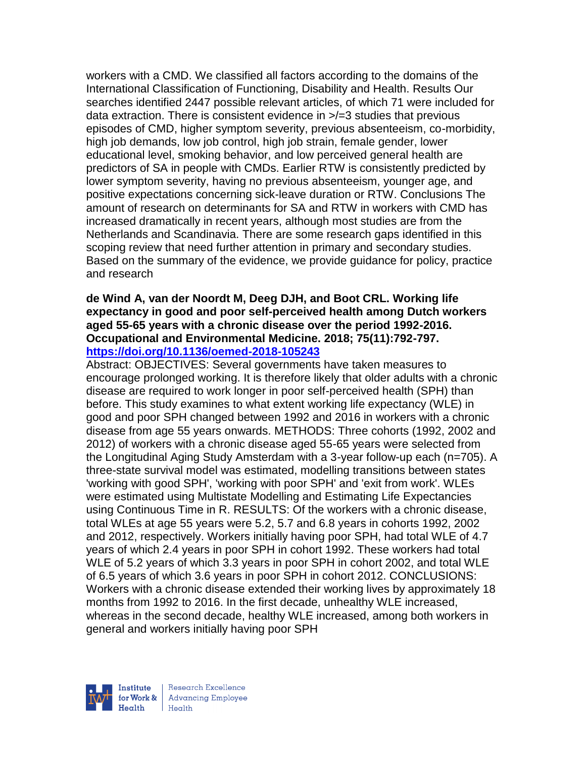workers with a CMD. We classified all factors according to the domains of the International Classification of Functioning, Disability and Health. Results Our searches identified 2447 possible relevant articles, of which 71 were included for data extraction. There is consistent evidence in >/=3 studies that previous episodes of CMD, higher symptom severity, previous absenteeism, co-morbidity, high job demands, low job control, high job strain, female gender, lower educational level, smoking behavior, and low perceived general health are predictors of SA in people with CMDs. Earlier RTW is consistently predicted by lower symptom severity, having no previous absenteeism, younger age, and positive expectations concerning sick-leave duration or RTW. Conclusions The amount of research on determinants for SA and RTW in workers with CMD has increased dramatically in recent years, although most studies are from the Netherlands and Scandinavia. There are some research gaps identified in this scoping review that need further attention in primary and secondary studies. Based on the summary of the evidence, we provide guidance for policy, practice and research

**de Wind A, van der Noordt M, Deeg DJH, and Boot CRL. Working life expectancy in good and poor self-perceived health among Dutch workers aged 55-65 years with a chronic disease over the period 1992-2016. Occupational and Environmental Medicine. 2018; 75(11):792-797. https://doi.org/10.1136/oemed-2018-105243**

Abstract: OBJECTIVES: Several governments have taken measures to encourage prolonged working. It is therefore likely that older adults with a chronic disease are required to work longer in poor self-perceived health (SPH) than before. This study examines to what extent working life expectancy (WLE) in good and poor SPH changed between 1992 and 2016 in workers with a chronic disease from age 55 years onwards. METHODS: Three cohorts (1992, 2002 and 2012) of workers with a chronic disease aged 55-65 years were selected from the Longitudinal Aging Study Amsterdam with a 3-year follow-up each (n=705). A three-state survival model was estimated, modelling transitions between states 'working with good SPH', 'working with poor SPH' and 'exit from work'. WLEs were estimated using Multistate Modelling and Estimating Life Expectancies using Continuous Time in R. RESULTS: Of the workers with a chronic disease, total WLEs at age 55 years were 5.2, 5.7 and 6.8 years in cohorts 1992, 2002 and 2012, respectively. Workers initially having poor SPH, had total WLE of 4.7 years of which 2.4 years in poor SPH in cohort 1992. These workers had total WLE of 5.2 years of which 3.3 years in poor SPH in cohort 2002, and total WLE of 6.5 years of which 3.6 years in poor SPH in cohort 2012. CONCLUSIONS: Workers with a chronic disease extended their working lives by approximately 18 months from 1992 to 2016. In the first decade, unhealthy WLE increased, whereas in the second decade, healthy WLE increased, among both workers in general and workers initially having poor SPH